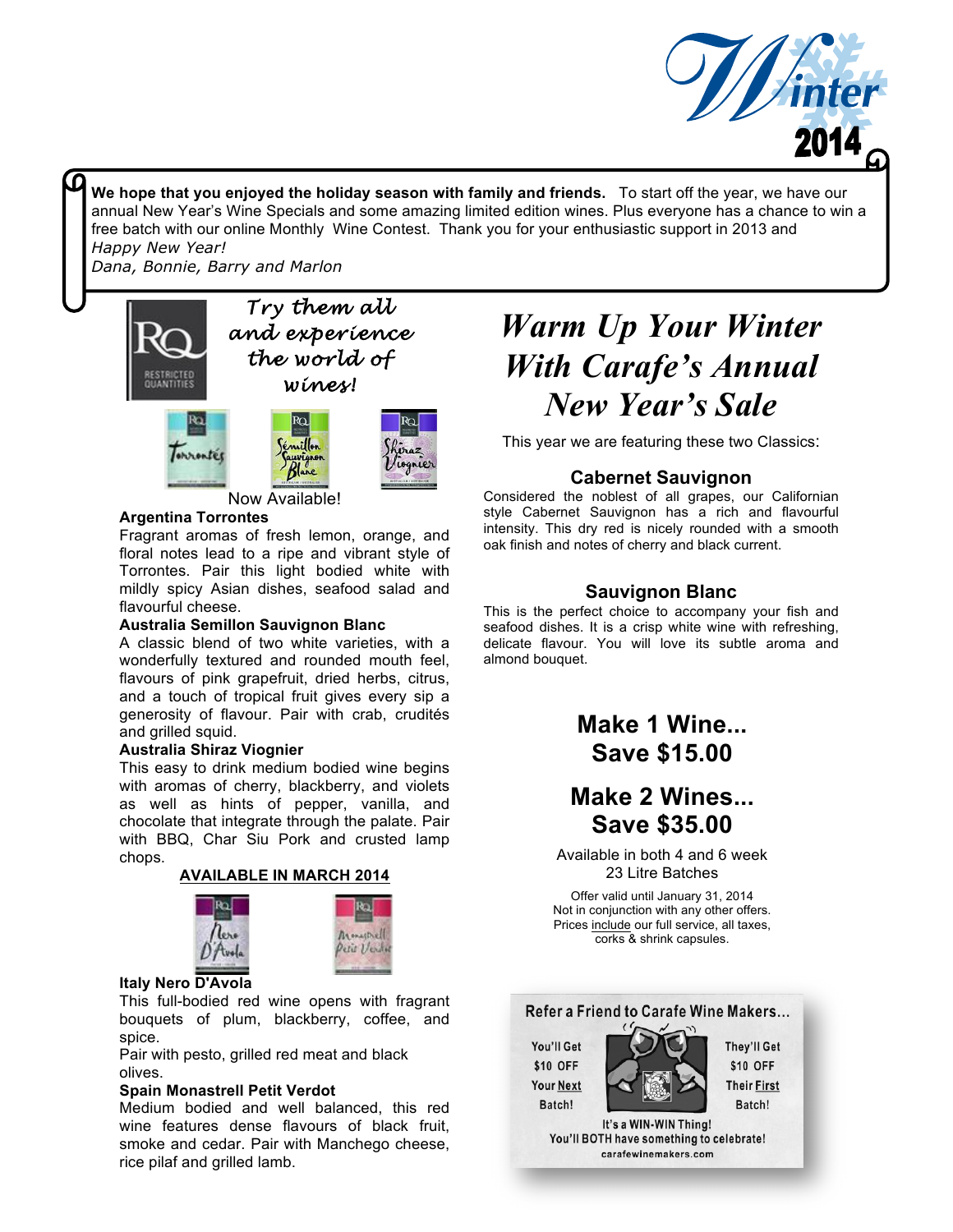# Winter 2014

**We hope that you enjoyed the holiday season with family and friends.** To start off the year, we have our annual New Year's Wine Specials and some amazing limited edition wines. Plus everyone has a chance to win a free batch with our online Monthly Wine Contest. Thank you for your enthusiastic support in 2013 and

*Happy New Year!*

*Dana, Bonnie, Barry and Marlon*

RQ RESTRICTED QUANTITIES

*Try them all and experience the world of wines!*

Now Available!

**Argentina Torrontes**

Fragrant aromas of fresh lemon, orange, and floral notes lead to a ripe and vibrant style of Torrontes. Pair this light bodied white with mildly spicy Asian dishes, seafood salad and flavourful cheese.

**Australia Semillon Sauvignon Blanc**

A classic blend of two white varieties, with a wonderfully textured and rounded mouth feel, flavours of pink grapefruit, dried herbs, citrus, and a touch of tropical fruit gives every sip a generosity of flavour. Pair with crab, crudités and grilled squid.

**Australia Shiraz Viognier**

This easy to drink medium bodied wine begins with aromas of cherry, blackberry, and violets as well as hints of pepper, vanilla, and chocolate that integrate through the palate. Pair with BBQ, Char Siu Pork and crusted lamp chops.

**AVAILABLE IN MARCH 2014**

**Italy Nero D'Avola**

This full-bodied red wine opens with fragrant bouquets of plum, blackberry, coffee, and spice.

Pair with pesto, grilled red meat and black olives.

**Spain Monastrell Petit Verdot**

Medium bodied and well balanced, this red wine features dense flavours of black fruit, smoke and cedar. Pair with Manchego cheese, rice pilaf and grilled lamb.

## *Warm Up Your Winter With Carafe's Annual New Year's Sale*

This year we are featuring these two Classics:

### Cabernet Sauvignon

Considered the noblest of all grapes, our Californian style Cabernet Sauvignon has a rich and flavourful intensity. This dry red is nicely rounded with a smooth oak finish and notes of cherry and black current.

### Sauvignon Blanc

This is the perfect choice to accompany your fish and seafood dishes. It is a crisp white wine with refreshing, delicate flavour. You will love its subtle aroma and almond bouquet.

## Make 1 Wine... Save $15.00

## Make 2 Wines... Save $35.00

Available in both 4 and 6 week 23 Litre Batches

Offer valid until January 31, 2014
Not in conjunction with any other offers.
Prices include our full service, all taxes, corks & shrink capsules.

**Refer a Friend to Carafe Wine Makers...**

You'll Get $10 OFF Your Next Batch!

They'll Get $10 OFF Their First Batch!

It's a WIN-WIN Thing!
You'll BOTH have something to celebrate!
carafewinemakers.com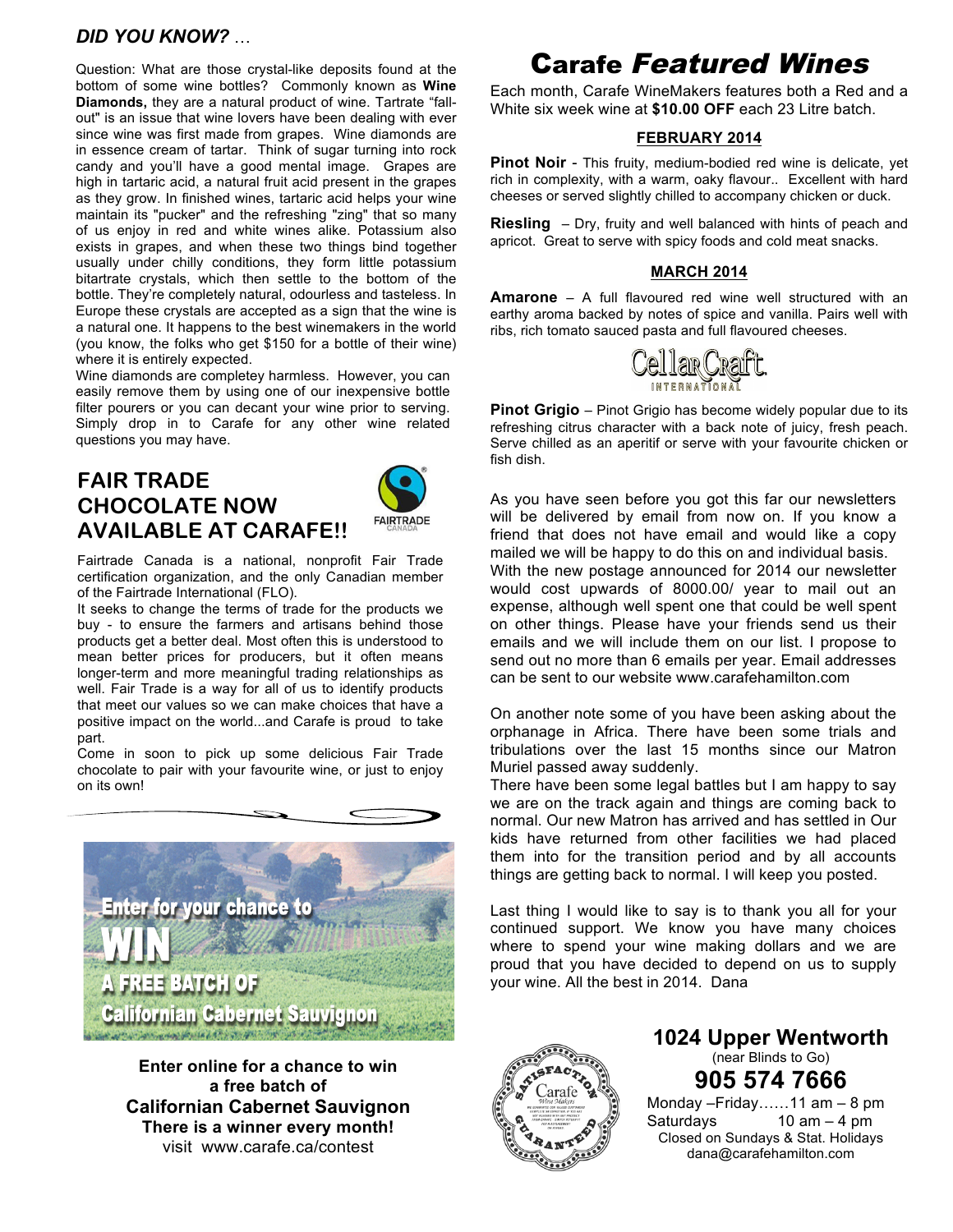## *DID YOU KNOW?* …

Question: What are those crystal-like deposits found at the bottom of some wine bottles? Commonly known as **Wine Diamonds,** they are a natural product of wine. Tartrate "fall-out" is an issue that wine lovers have been dealing with ever since wine was first made from grapes. Wine diamonds are in essence cream of tartar. Think of sugar turning into rock candy and you'll have a good mental image. Grapes are high in tartaric acid, a natural fruit acid present in the grapes as they grow. In finished wines, tartaric acid helps your wine maintain its "pucker" and the refreshing "zing" that so many of us enjoy in red and white wines alike. Potassium also exists in grapes, and when these two things bind together usually under chilly conditions, they form little potassium bitartrate crystals, which then settle to the bottom of the bottle. They're completely natural, odourless and tasteless. In Europe these crystals are accepted as a sign that the wine is a natural one. It happens to the best winemakers in the world (you know, the folks who get $150 for a bottle of their wine) where it is entirely expected.

Wine diamonds are completey harmless. However, you can easily remove them by using one of our inexpensive bottle filter pourers or you can decant your wine prior to serving. Simply drop in to Carafe for any other wine related questions you may have.

## FAIR TRADE CHOCOLATE NOW AVAILABLE AT CARAFE!!

FAIRTRADE CANADA

Fairtrade Canada is a national, nonprofit Fair Trade certification organization, and the only Canadian member of the Fairtrade International (FLO).

It seeks to change the terms of trade for the products we buy - to ensure the farmers and artisans behind those products get a better deal. Most often this is understood to mean better prices for producers, but it often means longer-term and more meaningful trading relationships as well. Fair Trade is a way for all of us to identify products that meet our values so we can make choices that have a positive impact on the world...and Carafe is proud to take part.

Come in soon to pick up some delicious Fair Trade chocolate to pair with your favourite wine, or just to enjoy on its own!

Enter for your chance to WIN A FREE BATCH OF Californian Cabernet Sauvignon

**Enter online for a chance to win a free batch of Californian Cabernet Sauvignon**
**There is a winner every month!**
visit www.carafe.ca/contest

# Carafe *Featured Wines*

Each month, Carafe WineMakers features both a Red and a White six week wine at **$10.00 OFF** each 23 Litre batch.

### FEBRUARY 2014

**Pinot Noir** - This fruity, medium-bodied red wine is delicate, yet rich in complexity, with a warm, oaky flavour.. Excellent with hard cheeses or served slightly chilled to accompany chicken or duck.

**Riesling** – Dry, fruity and well balanced with hints of peach and apricot. Great to serve with spicy foods and cold meat snacks.

### MARCH 2014

**Amarone** – A full flavoured red wine well structured with an earthy aroma backed by notes of spice and vanilla. Pairs well with ribs, rich tomato sauced pasta and full flavoured cheeses.

CellarCraft INTERNATIONAL

**Pinot Grigio** – Pinot Grigio has become widely popular due to its refreshing citrus character with a back note of juicy, fresh peach. Serve chilled as an aperitif or serve with your favourite chicken or fish dish.

As you have seen before you got this far our newsletters will be delivered by email from now on. If you know a friend that does not have email and would like a copy mailed we will be happy to do this on and individual basis. With the new postage announced for 2014 our newsletter would cost upwards of 8000.00/ year to mail out an expense, although well spent one that could be well spent on other things. Please have your friends send us their emails and we will include them on our list. I propose to send out no more than 6 emails per year. Email addresses can be sent to our website www.carafehamilton.com

On another note some of you have been asking about the orphanage in Africa. There have been some trials and tribulations over the last 15 months since our Matron Muriel passed away suddenly.

There have been some legal battles but I am happy to say we are on the track again and things are coming back to normal. Our new Matron has arrived and has settled in Our kids have returned from other facilities we had placed them into for the transition period and by all accounts things are getting back to normal. I will keep you posted.

Last thing I would like to say is to thank you all for your continued support. We know you have many choices where to spend your wine making dollars and we are proud that you have decided to depend on us to supply your wine. All the best in 2014. Dana

SATISFACTION GUARANTEED – Carafe Wine Makers

**1024 Upper Wentworth**
(near Blinds to Go)
**905 574 7666**
Monday –Friday……11 am – 8 pm
Saturdays 10 am – 4 pm
Closed on Sundays & Stat. Holidays
dana@carafehamilton.com